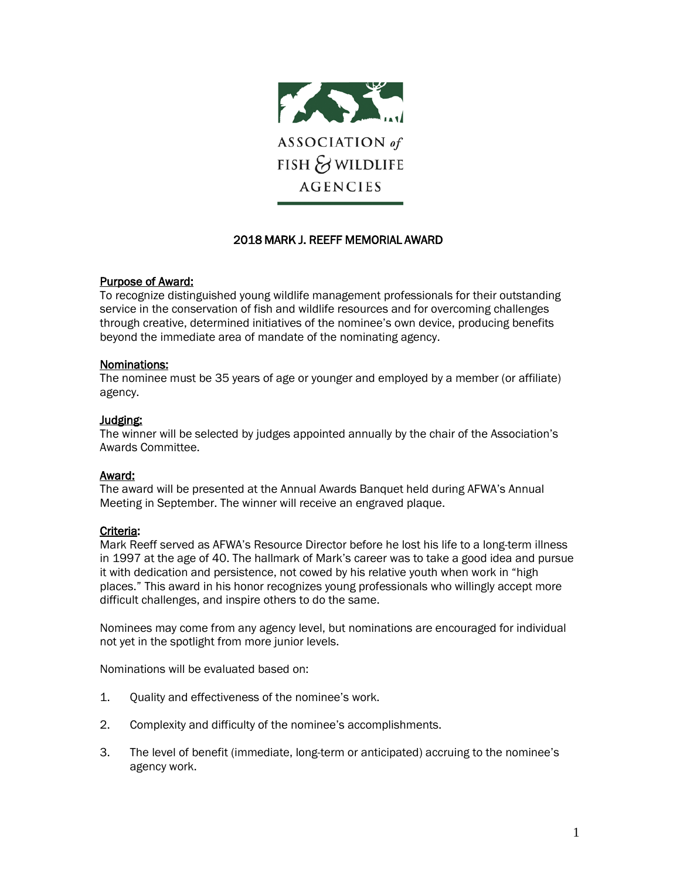ASSOCIATION of FISH & WILDLIFE AGENCIES

# 2018 MARK J. REEFF MEMORIAL AWARD

**Purpose of Award:**
To recognize distinguished young wildlife management professionals for their outstanding service in the conservation of fish and wildlife resources and for overcoming challenges through creative, determined initiatives of the nominee's own device, producing benefits beyond the immediate area of mandate of the nominating agency.

**Nominations:**
The nominee must be 35 years of age or younger and employed by a member (or affiliate) agency.

**Judging:**
The winner will be selected by judges appointed annually by the chair of the Association's Awards Committee.

**Award:**
The award will be presented at the Annual Awards Banquet held during AFWA's Annual Meeting in September. The winner will receive an engraved plaque.

**Criteria:**
Mark Reeff served as AFWA's Resource Director before he lost his life to a long-term illness in 1997 at the age of 40. The hallmark of Mark's career was to take a good idea and pursue it with dedication and persistence, not cowed by his relative youth when work in "high places." This award in his honor recognizes young professionals who willingly accept more difficult challenges, and inspire others to do the same.

Nominees may come from any agency level, but nominations are encouraged for individual not yet in the spotlight from more junior levels.

Nominations will be evaluated based on:

1. Quality and effectiveness of the nominee's work.
2. Complexity and difficulty of the nominee's accomplishments.
3. The level of benefit (immediate, long-term or anticipated) accruing to the nominee's agency work.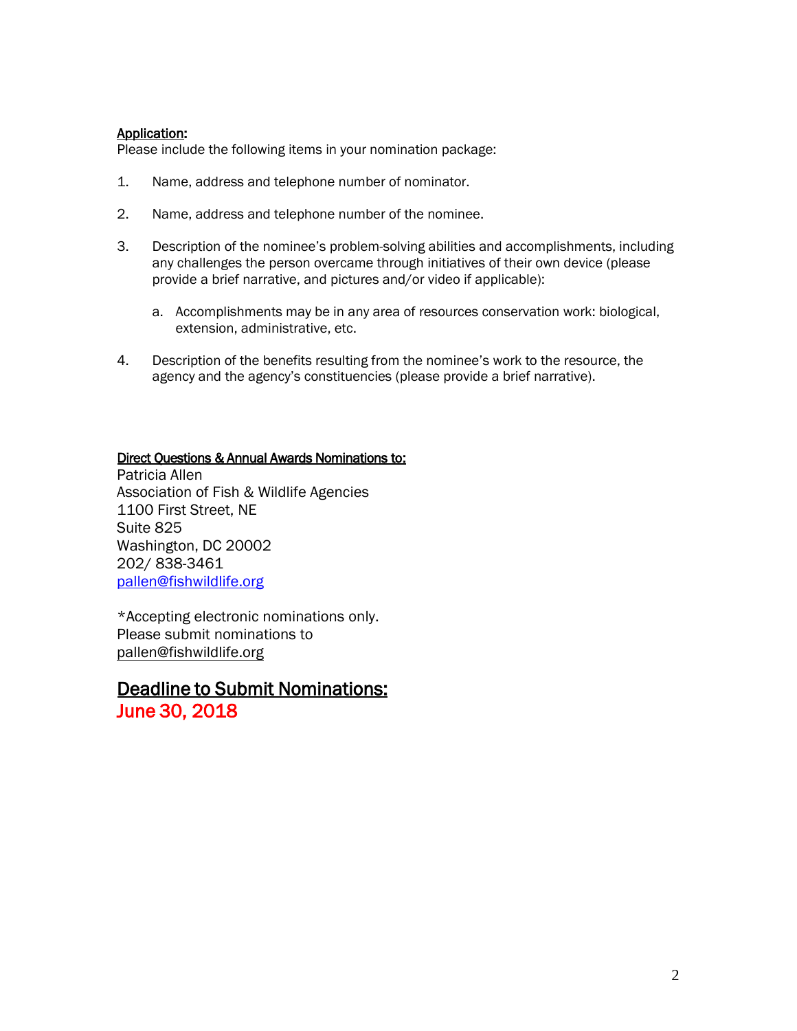**Application:**

Please include the following items in your nomination package:

1. Name, address and telephone number of nominator.

2. Name, address and telephone number of the nominee.

3. Description of the nominee's problem-solving abilities and accomplishments, including any challenges the person overcame through initiatives of their own device (please provide a brief narrative, and pictures and/or video if applicable):

   a. Accomplishments may be in any area of resources conservation work: biological, extension, administrative, etc.

4. Description of the benefits resulting from the nominee's work to the resource, the agency and the agency's constituencies (please provide a brief narrative).

**Direct Questions & Annual Awards Nominations to:**

Patricia Allen
Association of Fish & Wildlife Agencies
1100 First Street, NE
Suite 825
Washington, DC 20002
202/ 838-3461
pallen@fishwildlife.org

*Accepting electronic nominations only.
Please submit nominations to
pallen@fishwildlife.org

## Deadline to Submit Nominations:

## June 30, 2018